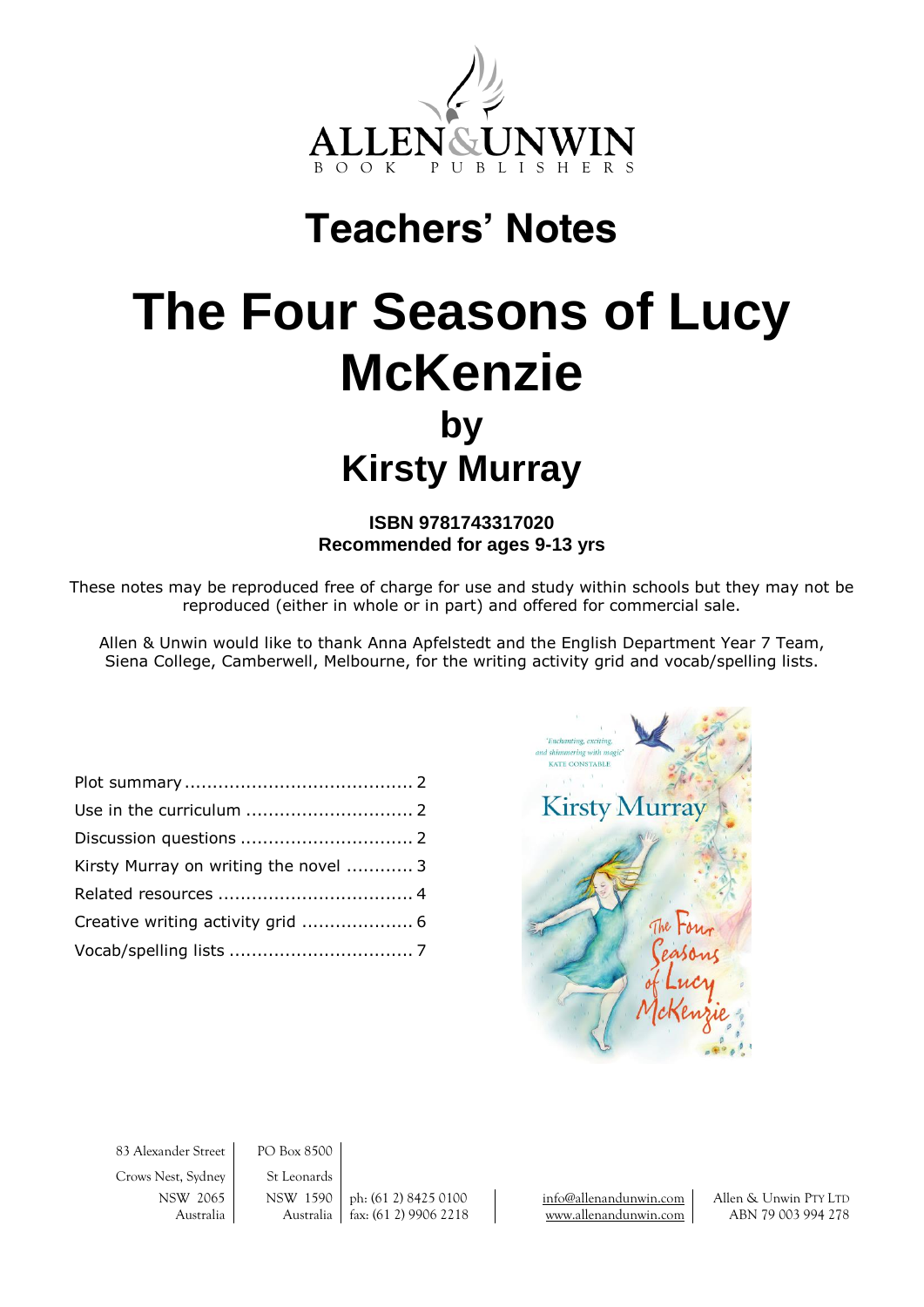# Teachers' Notes

# The Four Seasons of Lucy McKenzie

## by

## Kirsty Murray

**ISBN 9781743317020**
**Recommended for ages 9-13 yrs**

These notes may be reproduced free of charge for use and study within schools but they may not be reproduced (either in whole or in part) and offered for commercial sale.

Allen & Unwin would like to thank Anna Apfelstedt and the English Department Year 7 Team, Siena College, Camberwell, Melbourne, for the writing activity grid and vocab/spelling lists.

| | |
|---|---|
| Plot summary | 2 |
| Use in the curriculum | 2 |
| Discussion questions | 2 |
| Kirsty Murray on writing the novel | 3 |
| Related resources | 4 |
| Creative writing activity grid | 6 |
| Vocab/spelling lists | 7 |

83 Alexander Street
Crows Nest, Sydney
NSW 2065
Australia

PO Box 8500
St Leonards
NSW 1590
Australia

ph: (61 2) 8425 0100
fax: (61 2) 9906 2218

info@allenandunwin.com
www.allenandunwin.com

Allen & Unwin Pty Ltd
ABN 79 003 994 278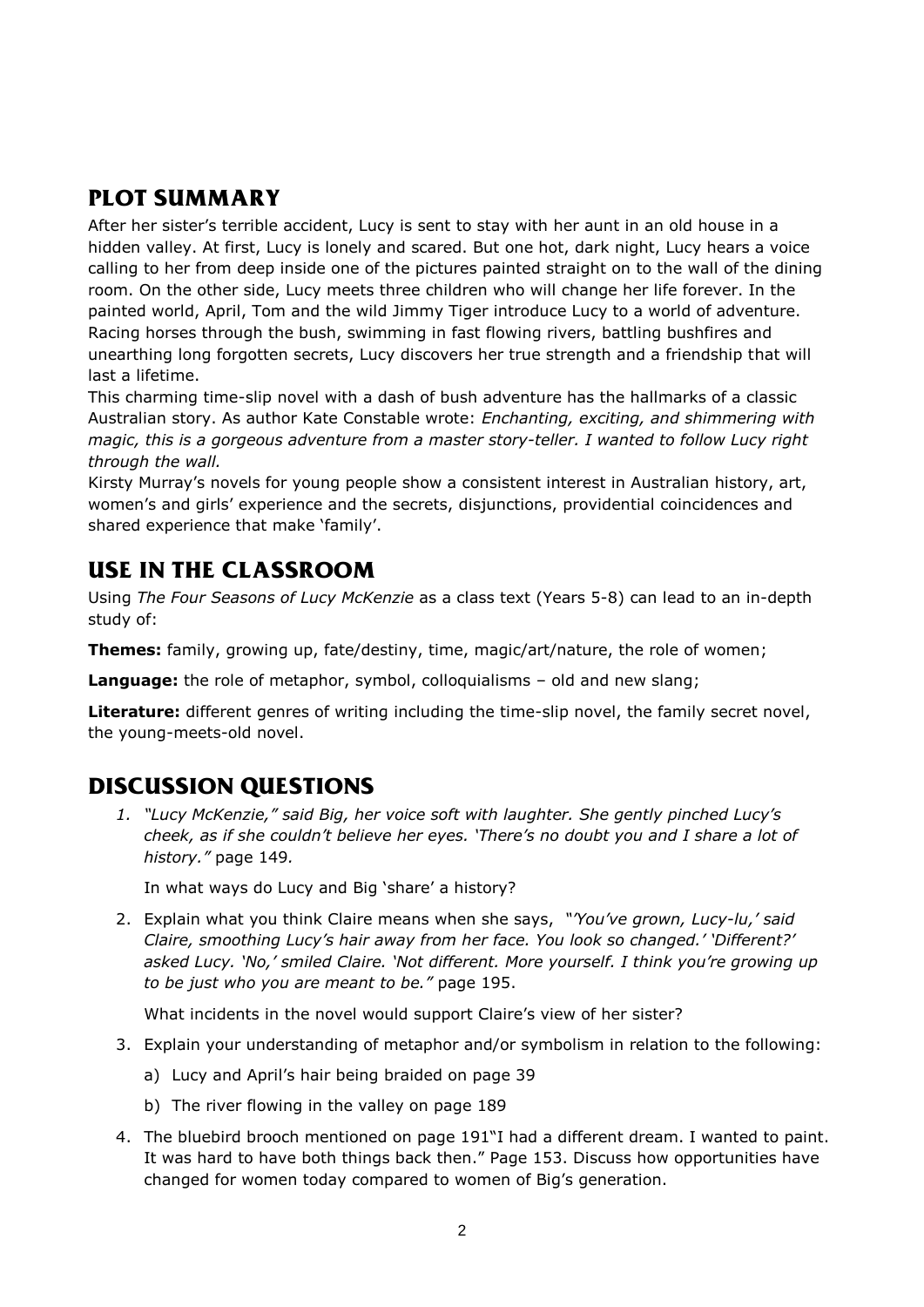## PLOT SUMMARY

After her sister's terrible accident, Lucy is sent to stay with her aunt in an old house in a hidden valley. At first, Lucy is lonely and scared. But one hot, dark night, Lucy hears a voice calling to her from deep inside one of the pictures painted straight on to the wall of the dining room. On the other side, Lucy meets three children who will change her life forever. In the painted world, April, Tom and the wild Jimmy Tiger introduce Lucy to a world of adventure. Racing horses through the bush, swimming in fast flowing rivers, battling bushfires and unearthing long forgotten secrets, Lucy discovers her true strength and a friendship that will last a lifetime.

This charming time-slip novel with a dash of bush adventure has the hallmarks of a classic Australian story. As author Kate Constable wrote: *Enchanting, exciting, and shimmering with magic, this is a gorgeous adventure from a master story-teller. I wanted to follow Lucy right through the wall.*

Kirsty Murray's novels for young people show a consistent interest in Australian history, art, women's and girls' experience and the secrets, disjunctions, providential coincidences and shared experience that make 'family'.

## USE IN THE CLASSROOM

Using *The Four Seasons of Lucy McKenzie* as a class text (Years 5-8) can lead to an in-depth study of:

**Themes:** family, growing up, fate/destiny, time, magic/art/nature, the role of women;

**Language:** the role of metaphor, symbol, colloquialisms – old and new slang;

**Literature:** different genres of writing including the time-slip novel, the family secret novel, the young-meets-old novel.

## DISCUSSION QUESTIONS

1. *"Lucy McKenzie," said Big, her voice soft with laughter. She gently pinched Lucy's cheek, as if she couldn't believe her eyes. 'There's no doubt you and I share a lot of history."* page 149.

   In what ways do Lucy and Big 'share' a history?

2. Explain what you think Claire means when she says, *"'You've grown, Lucy-lu,' said Claire, smoothing Lucy's hair away from her face. You look so changed.' 'Different?' asked Lucy. 'No,' smiled Claire. 'Not different. More yourself. I think you're growing up to be just who you are meant to be."* page 195.

   What incidents in the novel would support Claire's view of her sister?

3. Explain your understanding of metaphor and/or symbolism in relation to the following:

   a) Lucy and April's hair being braided on page 39

   b) The river flowing in the valley on page 189

4. The bluebird brooch mentioned on page 191"I had a different dream. I wanted to paint. It was hard to have both things back then." Page 153. Discuss how opportunities have changed for women today compared to women of Big's generation.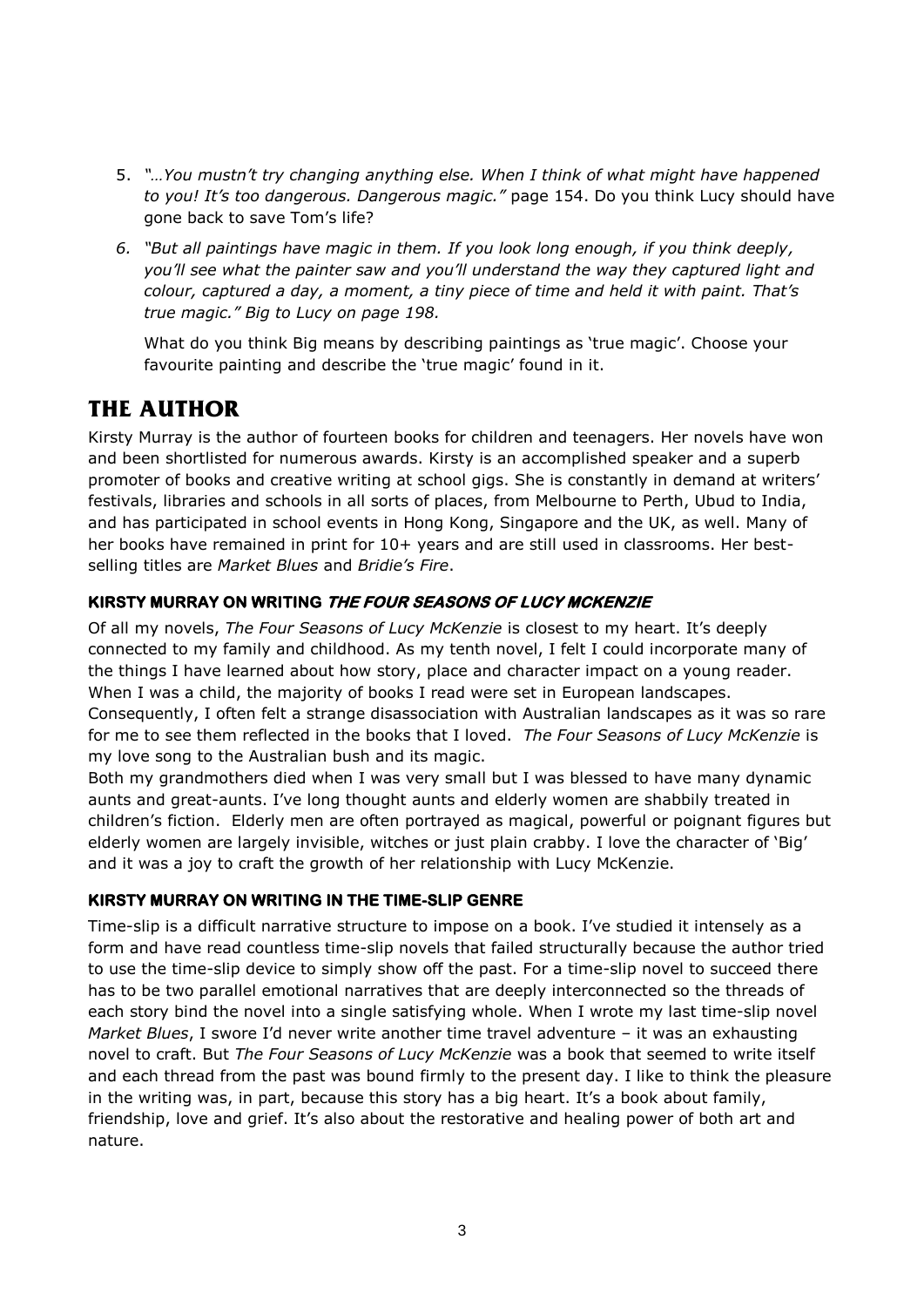5. *"…You mustn't try changing anything else. When I think of what might have happened to you! It's too dangerous. Dangerous magic."* page 154. Do you think Lucy should have gone back to save Tom's life?

6. *"But all paintings have magic in them. If you look long enough, if you think deeply, you'll see what the painter saw and you'll understand the way they captured light and colour, captured a day, a moment, a tiny piece of time and held it with paint. That's true magic." Big to Lucy on page 198.*

   What do you think Big means by describing paintings as 'true magic'. Choose your favourite painting and describe the 'true magic' found in it.

## THE AUTHOR

Kirsty Murray is the author of fourteen books for children and teenagers. Her novels have won and been shortlisted for numerous awards. Kirsty is an accomplished speaker and a superb promoter of books and creative writing at school gigs. She is constantly in demand at writers' festivals, libraries and schools in all sorts of places, from Melbourne to Perth, Ubud to India, and has participated in school events in Hong Kong, Singapore and the UK, as well. Many of her books have remained in print for 10+ years and are still used in classrooms. Her best-selling titles are *Market Blues* and *Bridie's Fire*.

### KIRSTY MURRAY ON WRITING *THE FOUR SEASONS OF LUCY MCKENZIE*

Of all my novels, *The Four Seasons of Lucy McKenzie* is closest to my heart. It's deeply connected to my family and childhood. As my tenth novel, I felt I could incorporate many of the things I have learned about how story, place and character impact on a young reader. When I was a child, the majority of books I read were set in European landscapes. Consequently, I often felt a strange disassociation with Australian landscapes as it was so rare for me to see them reflected in the books that I loved. *The Four Seasons of Lucy McKenzie* is my love song to the Australian bush and its magic.

Both my grandmothers died when I was very small but I was blessed to have many dynamic aunts and great-aunts. I've long thought aunts and elderly women are shabbily treated in children's fiction. Elderly men are often portrayed as magical, powerful or poignant figures but elderly women are largely invisible, witches or just plain crabby. I love the character of 'Big' and it was a joy to craft the growth of her relationship with Lucy McKenzie.

### KIRSTY MURRAY ON WRITING IN THE TIME-SLIP GENRE

Time-slip is a difficult narrative structure to impose on a book. I've studied it intensely as a form and have read countless time-slip novels that failed structurally because the author tried to use the time-slip device to simply show off the past. For a time-slip novel to succeed there has to be two parallel emotional narratives that are deeply interconnected so the threads of each story bind the novel into a single satisfying whole. When I wrote my last time-slip novel *Market Blues*, I swore I'd never write another time travel adventure – it was an exhausting novel to craft. But *The Four Seasons of Lucy McKenzie* was a book that seemed to write itself and each thread from the past was bound firmly to the present day. I like to think the pleasure in the writing was, in part, because this story has a big heart. It's a book about family, friendship, love and grief. It's also about the restorative and healing power of both art and nature.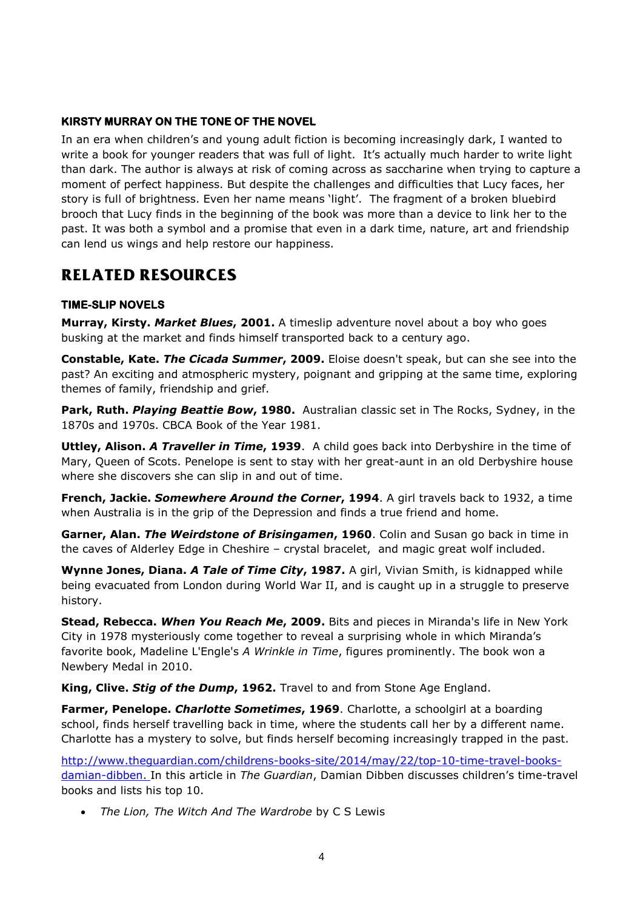#### KIRSTY MURRAY ON THE TONE OF THE NOVEL

In an era when children's and young adult fiction is becoming increasingly dark, I wanted to write a book for younger readers that was full of light. It's actually much harder to write light than dark. The author is always at risk of coming across as saccharine when trying to capture a moment of perfect happiness. But despite the challenges and difficulties that Lucy faces, her story is full of brightness. Even her name means 'light'. The fragment of a broken bluebird brooch that Lucy finds in the beginning of the book was more than a device to link her to the past. It was both a symbol and a promise that even in a dark time, nature, art and friendship can lend us wings and help restore our happiness.

## RELATED RESOURCES

#### TIME-SLIP NOVELS

**Murray, Kirsty. *Market Blues*, 2001.** A timeslip adventure novel about a boy who goes busking at the market and finds himself transported back to a century ago.

**Constable, Kate. *The Cicada Summer*, 2009.** Eloise doesn't speak, but can she see into the past? An exciting and atmospheric mystery, poignant and gripping at the same time, exploring themes of family, friendship and grief.

**Park, Ruth. *Playing Beattie Bow*, 1980.** Australian classic set in The Rocks, Sydney, in the 1870s and 1970s. CBCA Book of the Year 1981.

**Uttley, Alison. *A Traveller in Time*, 1939**. A child goes back into Derbyshire in the time of Mary, Queen of Scots. Penelope is sent to stay with her great-aunt in an old Derbyshire house where she discovers she can slip in and out of time.

**French, Jackie. *Somewhere Around the Corner*, 1994**. A girl travels back to 1932, a time when Australia is in the grip of the Depression and finds a true friend and home.

**Garner, Alan. *The Weirdstone of Brisingamen*, 1960**. Colin and Susan go back in time in the caves of Alderley Edge in Cheshire – crystal bracelet, and magic great wolf included.

**Wynne Jones, Diana. *A Tale of Time City*, 1987.** A girl, Vivian Smith, is kidnapped while being evacuated from London during World War II, and is caught up in a struggle to preserve history.

**Stead, Rebecca. *When You Reach Me*, 2009.** Bits and pieces in Miranda's life in New York City in 1978 mysteriously come together to reveal a surprising whole in which Miranda's favorite book, Madeline L'Engle's *A Wrinkle in Time*, figures prominently. The book won a Newbery Medal in 2010.

**King, Clive. *Stig of the Dump*, 1962.** Travel to and from Stone Age England.

**Farmer, Penelope. *Charlotte Sometimes*, 1969**. Charlotte, a schoolgirl at a boarding school, finds herself travelling back in time, where the students call her by a different name. Charlotte has a mystery to solve, but finds herself becoming increasingly trapped in the past.

http://www.theguardian.com/childrens-books-site/2014/may/22/top-10-time-travel-books-damian-dibben. In this article in *The Guardian*, Damian Dibben discusses children's time-travel books and lists his top 10.

- *The Lion, The Witch And The Wardrobe* by C S Lewis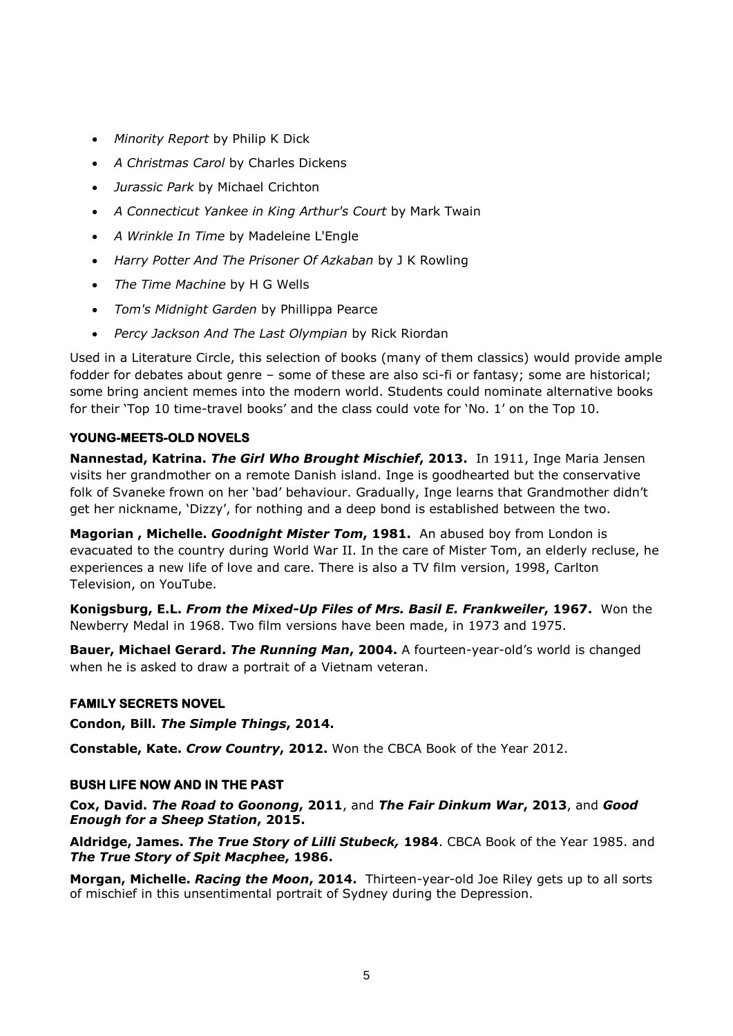- *Minority Report* by Philip K Dick
- *A Christmas Carol* by Charles Dickens
- *Jurassic Park* by Michael Crichton
- *A Connecticut Yankee in King Arthur's Court* by Mark Twain
- *A Wrinkle In Time* by Madeleine L'Engle
- *Harry Potter And The Prisoner Of Azkaban* by J K Rowling
- *The Time Machine* by H G Wells
- *Tom's Midnight Garden* by Phillippa Pearce
- *Percy Jackson And The Last Olympian* by Rick Riordan

Used in a Literature Circle, this selection of books (many of them classics) would provide ample fodder for debates about genre – some of these are also sci-fi or fantasy; some are historical; some bring ancient memes into the modern world. Students could nominate alternative books for their 'Top 10 time-travel books' and the class could vote for 'No. 1' on the Top 10.

### YOUNG-MEETS-OLD NOVELS

**Nannestad, Katrina. *The Girl Who Brought Mischief*, 2013.** In 1911, Inge Maria Jensen visits her grandmother on a remote Danish island. Inge is goodhearted but the conservative folk of Svaneke frown on her 'bad' behaviour. Gradually, Inge learns that Grandmother didn't get her nickname, 'Dizzy', for nothing and a deep bond is established between the two.

**Magorian , Michelle. *Goodnight Mister Tom*, 1981.** An abused boy from London is evacuated to the country during World War II. In the care of Mister Tom, an elderly recluse, he experiences a new life of love and care. There is also a TV film version, 1998, Carlton Television, on YouTube.

**Konigsburg, E.L. *From the Mixed-Up Files of Mrs. Basil E. Frankweiler*, 1967.** Won the Newberry Medal in 1968. Two film versions have been made, in 1973 and 1975.

**Bauer, Michael Gerard. *The Running Man*, 2004.** A fourteen-year-old's world is changed when he is asked to draw a portrait of a Vietnam veteran.

### FAMILY SECRETS NOVEL

**Condon, Bill. *The Simple Things*, 2014.**

**Constable, Kate. *Crow Country*, 2012.** Won the CBCA Book of the Year 2012.

### BUSH LIFE NOW AND IN THE PAST

**Cox, David. *The Road to Goonong*, 2011**, and ***The Fair Dinkum War*, 2013**, and ***Good Enough for a Sheep Station*, 2015.**

**Aldridge, James. *The True Story of Lilli Stubeck,* 1984**. CBCA Book of the Year 1985. and ***The True Story of Spit Macphee*, 1986.**

**Morgan, Michelle. *Racing the Moon*, 2014.** Thirteen-year-old Joe Riley gets up to all sorts of mischief in this unsentimental portrait of Sydney during the Depression.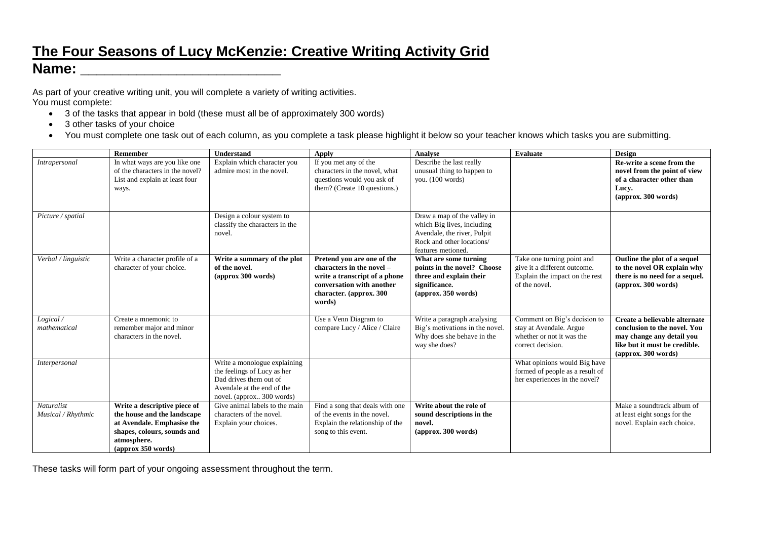# The Four Seasons of Lucy McKenzie: Creative Writing Activity Grid

## Name: ______________________________

As part of your creative writing unit, you will complete a variety of writing activities.
You must complete:

- 3 of the tasks that appear in bold (these must all be of approximately 300 words)
- 3 other tasks of your choice
- You must complete one task out of each column, as you complete a task please highlight it below so your teacher knows which tasks you are submitting.

| | Remember | Understand | Apply | Analyse | Evaluate | Design |
|---|---|---|---|---|---|---|
| *Intrapersonal* | In what ways are you like one of the characters in the novel? List and explain at least four ways. | Explain which character you admire most in the novel. | If you met any of the characters in the novel, what questions would you ask of them? (Create 10 questions.) | Describe the last really unusual thing to happen to you. (100 words) | | **Re-write a scene from the novel from the point of view of a character other than Lucy. (approx. 300 words)** |
| *Picture / spatial* | | Design a colour system to classify the characters in the novel. | | Draw a map of the valley in which Big lives, including Avendale, the river, Pulpit Rock and other locations/ features metioned. | | |
| *Verbal / linguistic* | Write a character profile of a character of your choice. | **Write a summary of the plot of the novel. (approx 300 words)** | **Pretend you are one of the characters in the novel – write a transcript of a phone conversation with another character. (approx. 300 words)** | **What are some turning points in the novel? Choose three and explain their significance. (approx. 350 words)** | Take one turning point and give it a different outcome. Explain the impact on the rest of the novel. | **Outline the plot of a sequel to the novel OR explain why there is no need for a sequel. (approx. 300 words)** |
| *Logical / mathematical* | Create a mnemonic to remember major and minor characters in the novel. | | Use a Venn Diagram to compare Lucy / Alice / Claire | Write a paragraph analysing Big's motivations in the novel. Why does she behave in the way she does? | Comment on Big's decision to stay at Avendale. Argue whether or not it was the correct decision. | **Create a believable alternate conclusion to the novel. You may change any detail you like but it must be credible. (approx. 300 words)** |
| *Interpersonal* | | Write a monologue explaining the feelings of Lucy as her Dad drives them out of Avendale at the end of the novel. (approx.. 300 words) | | | What opinions would Big have formed of people as a result of her experiences in the novel? | |
| *Naturalist Musical / Rhythmic* | **Write a descriptive piece of the house and the landscape at Avendale. Emphasise the shapes, colours, sounds and atmosphere. (approx 350 words)** | Give animal labels to the main characters of the novel. Explain your choices. | Find a song that deals with one of the events in the novel. Explain the relationship of the song to this event. | **Write about the role of sound descriptions in the novel. (approx. 300 words)** | | Make a soundtrack album of at least eight songs for the novel. Explain each choice. |

These tasks will form part of your ongoing assessment throughout the term.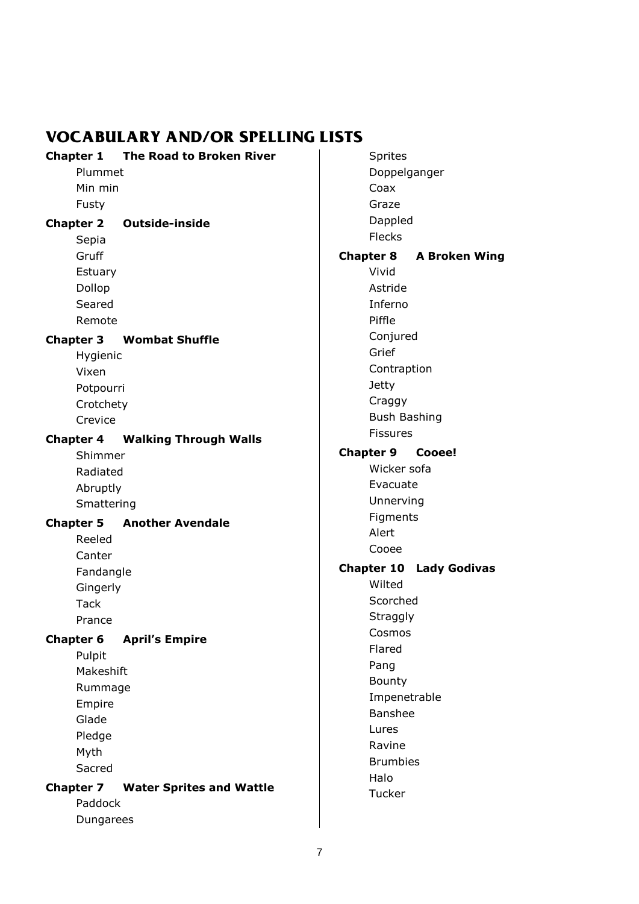# VOCABULARY AND/OR SPELLING LISTS

**Chapter 1 The Road to Broken River**

Plummet
Min min
Fusty

**Chapter 2 Outside-inside**

Sepia
Gruff
Estuary
Dollop
Seared
Remote

**Chapter 3 Wombat Shuffle**

Hygienic
Vixen
Potpourri
Crotchety
Crevice

**Chapter 4 Walking Through Walls**

Shimmer
Radiated
Abruptly
Smattering

**Chapter 5 Another Avendale**

Reeled
Canter
Fandangle
Gingerly
Tack
Prance

**Chapter 6 April's Empire**

Pulpit
Makeshift
Rummage
Empire
Glade
Pledge
Myth
Sacred

**Chapter 7 Water Sprites and Wattle**

Paddock
Dungarees
Sprites
Doppelganger
Coax
Graze
Dappled
Flecks

**Chapter 8 A Broken Wing**

Vivid
Astride
Inferno
Piffle
Conjured
Grief
Contraption
Jetty
Craggy
Bush Bashing
Fissures

**Chapter 9 Cooee!**

Wicker sofa
Evacuate
Unnerving
Figments
Alert
Cooee

**Chapter 10 Lady Godivas**

Wilted
Scorched
Straggly
Cosmos
Flared
Pang
Bounty
Impenetrable
Banshee
Lures
Ravine
Brumbies
Halo
Tucker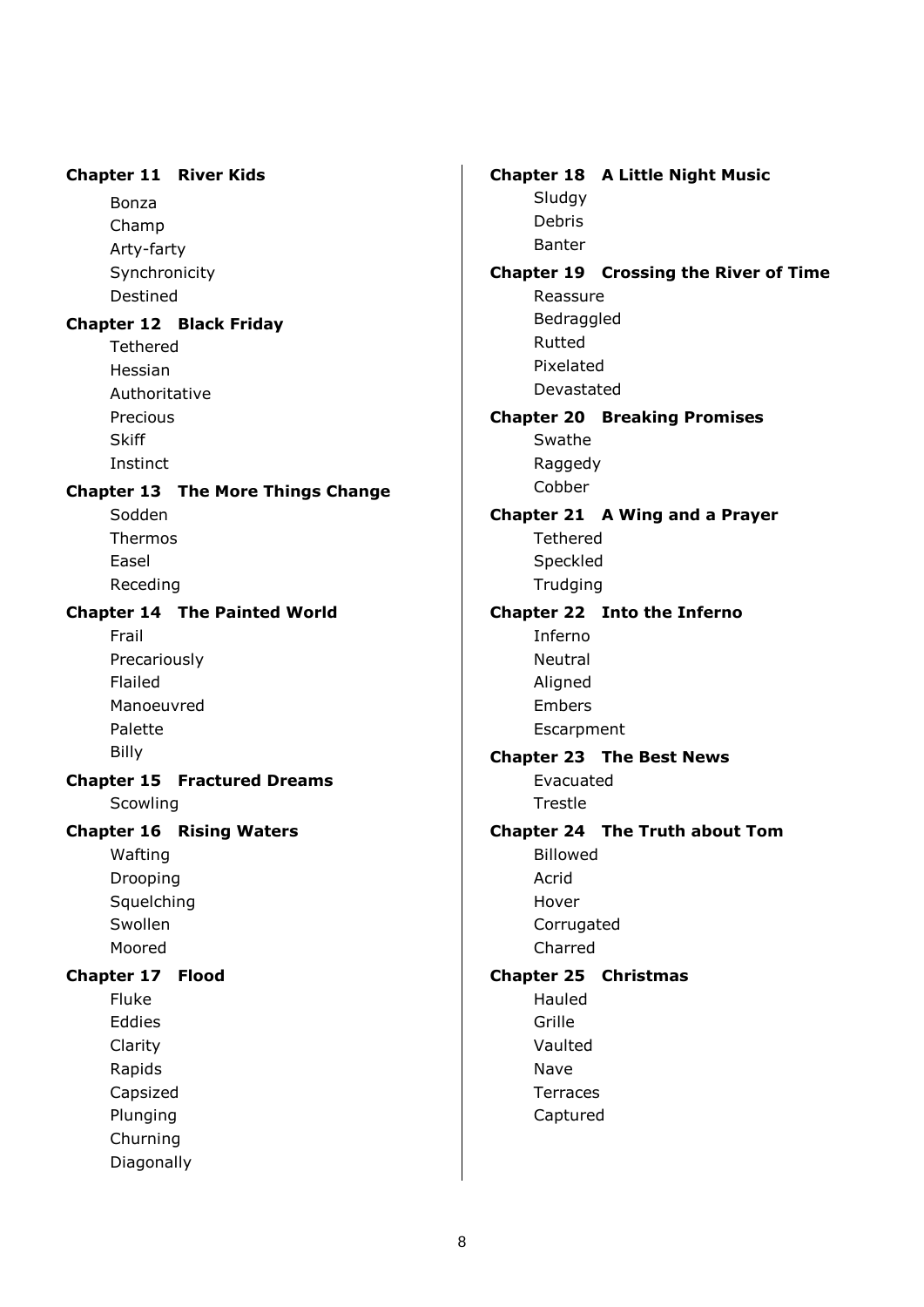**Chapter 11 River Kids**

Bonza
Champ
Arty-farty
Synchronicity
Destined

**Chapter 12 Black Friday**

Tethered
Hessian
Authoritative
Precious
Skiff
Instinct

**Chapter 13 The More Things Change**

Sodden
Thermos
Easel
Receding

**Chapter 14 The Painted World**

Frail
Precariously
Flailed
Manoeuvred
Palette
Billy

**Chapter 15 Fractured Dreams**

Scowling

**Chapter 16 Rising Waters**

Wafting
Drooping
Squelching
Swollen
Moored

**Chapter 17 Flood**

Fluke
Eddies
Clarity
Rapids
Capsized
Plunging
Churning
Diagonally

**Chapter 18 A Little Night Music**

Sludgy
Debris
Banter

**Chapter 19 Crossing the River of Time**

Reassure
Bedraggled
Rutted
Pixelated
Devastated

**Chapter 20 Breaking Promises**

Swathe
Raggedy
Cobber

**Chapter 21 A Wing and a Prayer**

Tethered
Speckled
Trudging

**Chapter 22 Into the Inferno**

Inferno
Neutral
Aligned
Embers
Escarpment

**Chapter 23 The Best News**

Evacuated
Trestle

**Chapter 24 The Truth about Tom**

Billowed
Acrid
Hover
Corrugated
Charred

**Chapter 25 Christmas**

Hauled
Grille
Vaulted
Nave
Terraces
Captured